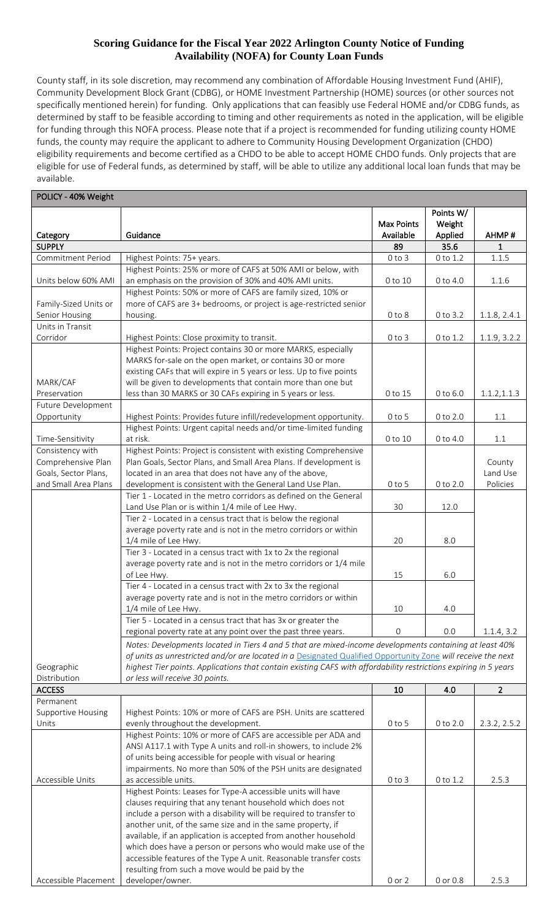# Scoring Guidance for the Fiscal Year 2022 Arlington County Notice of Funding Availability (NOFA) for County Loan Funds

County staff, in its sole discretion, may recommend any combination of Affordable Housing Investment Fund (AHIF), Community Development Block Grant (CDBG), or HOME Investment Partnership (HOME) sources (or other sources not specifically mentioned herein) for funding. Only applications that can feasibly use Federal HOME and/or CDBG funds, as determined by staff to be feasible according to timing and other requirements as noted in the application, will be eligible for funding through this NOFA process. Please note that if a project is recommended for funding utilizing county HOME funds, the county may require the applicant to adhere to Community Housing Development Organization (CHDO) eligibility requirements and become certified as a CHDO to be able to accept HOME CHDO funds. Only projects that are eligible for use of Federal funds, as determined by staff, will be able to utilize any additional local loan funds that may be available.

| POLICY - 40% Weight | | | | |
|---|---|---|---|---|
| **Category** | **Guidance** | **Max Points Available** | **Points W/ Weight Applied** | **AHMP #** |
| **SUPPLY** | | **89** | **35.6** | **1** |
| Commitment Period | Highest Points: 75+ years. | 0 to 3 | 0 to 1.2 | 1.1.5 |
| Units below 60% AMI | Highest Points: 25% or more of CAFS at 50% AMI or below, with an emphasis on the provision of 30% and 40% AMI units. | 0 to 10 | 0 to 4.0 | 1.1.6 |
| Family-Sized Units or Senior Housing | Highest Points: 50% or more of CAFS are family sized, 10% or more of CAFS are 3+ bedrooms, or project is age-restricted senior housing. | 0 to 8 | 0 to 3.2 | 1.1.8, 2.4.1 |
| Units in Transit Corridor | Highest Points: Close proximity to transit. | 0 to 3 | 0 to 1.2 | 1.1.9, 3.2.2 |
| MARK/CAF Preservation | Highest Points: Project contains 30 or more MARKS, especially MARKS for-sale on the open market, or contains 30 or more existing CAFs that will expire in 5 years or less. Up to five points will be given to developments that contain more than one but less than 30 MARKS or 30 CAFs expiring in 5 years or less. | 0 to 15 | 0 to 6.0 | 1.1.2,1.1.3 |
| Future Development Opportunity | Highest Points: Provides future infill/redevelopment opportunity. | 0 to 5 | 0 to 2.0 | 1.1 |
| Time-Sensitivity | Highest Points: Urgent capital needs and/or time-limited funding at risk. | 0 to 10 | 0 to 4.0 | 1.1 |
| Consistency with Comprehensive Plan Goals, Sector Plans, and Small Area Plans | Highest Points: Project is consistent with existing Comprehensive Plan Goals, Sector Plans, and Small Area Plans. If development is located in an area that does not have any of the above, development is consistent with the General Land Use Plan. | 0 to 5 | 0 to 2.0 | County Land Use Policies |
| Geographic Distribution | Tier 1 - Located in the metro corridors as defined on the General Land Use Plan or is within 1/4 mile of Lee Hwy. | 30 | 12.0 | 1.1.4, 3.2 |
| | Tier 2 - Located in a census tract that is below the regional average poverty rate and is not in the metro corridors or within 1/4 mile of Lee Hwy. | 20 | 8.0 | |
| | Tier 3 - Located in a census tract with 1x to 2x the regional average poverty rate and is not in the metro corridors or 1/4 mile of Lee Hwy. | 15 | 6.0 | |
| | Tier 4 - Located in a census tract with 2x to 3x the regional average poverty rate and is not in the metro corridors or within 1/4 mile of Lee Hwy. | 10 | 4.0 | |
| | Tier 5 - Located in a census tract that has 3x or greater the regional poverty rate at any point over the past three years. | 0 | 0.0 | |
| | *Notes: Developments located in Tiers 4 and 5 that are mixed-income developments containing at least 40% of units as unrestricted and/or are located in a Designated Qualified Opportunity Zone will receive the next highest Tier points. Applications that contain existing CAFS with affordability restrictions expiring in 5 years or less will receive 30 points.* | | | |
| **ACCESS** | | **10** | **4.0** | **2** |
| Permanent Supportive Housing Units | Highest Points: 10% or more of CAFS are PSH. Units are scattered evenly throughout the development. | 0 to 5 | 0 to 2.0 | 2.3.2, 2.5.2 |
| Accessible Units | Highest Points: 10% or more of CAFS are accessible per ADA and ANSI A117.1 with Type A units and roll-in showers, to include 2% of units being accessible for people with visual or hearing impairments. No more than 50% of the PSH units are designated as accessible units. | 0 to 3 | 0 to 1.2 | 2.5.3 |
| Accessible Placement | Highest Points: Leases for Type-A accessible units will have clauses requiring that any tenant household which does not include a person with a disability will be required to transfer to another unit, of the same size and in the same property, if available, if an application is accepted from another household which does have a person or persons who would make use of the accessible features of the Type A unit. Reasonable transfer costs resulting from such a move would be paid by the developer/owner. | 0 or 2 | 0 or 0.8 | 2.5.3 |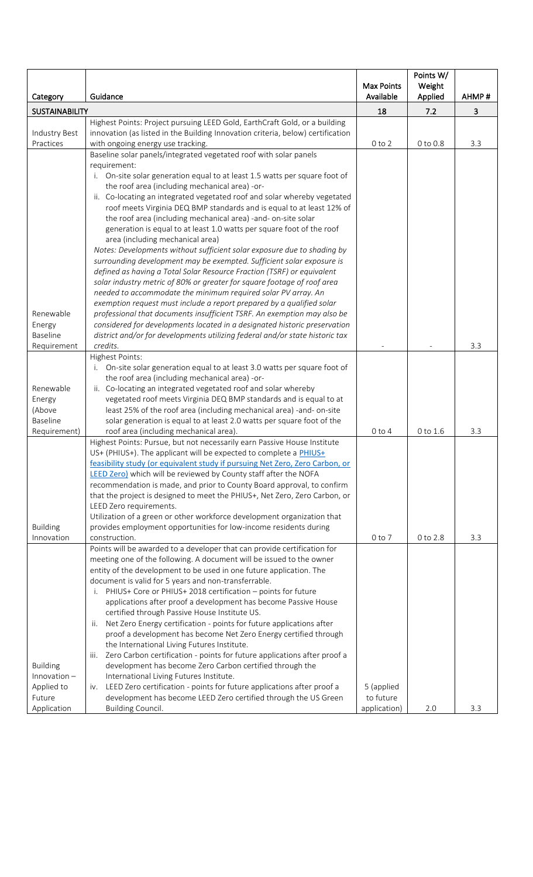| Category | Guidance | Max Points Available | Points W/ Weight Applied | AHMP # |
|---|---|---|---|---|
| **SUSTAINABILITY** | | **18** | **7.2** | **3** |
| Industry Best Practices | Highest Points: Project pursuing LEED Gold, EarthCraft Gold, or a building innovation (as listed in the Building Innovation criteria, below) certification with ongoing energy use tracking. | 0 to 2 | 0 to 0.8 | 3.3 |
| Renewable Energy Baseline Requirement | Baseline solar panels/integrated vegetated roof with solar panels requirement:<br>i. On-site solar generation equal to at least 1.5 watts per square foot of the roof area (including mechanical area) -or-<br>ii. Co-locating an integrated vegetated roof and solar whereby vegetated roof meets Virginia DEQ BMP standards and is equal to at least 12% of the roof area (including mechanical area) -and- on-site solar generation is equal to at least 1.0 watts per square foot of the roof area (including mechanical area)<br>*Notes: Developments without sufficient solar exposure due to shading by surrounding development may be exempted. Sufficient solar exposure is defined as having a Total Solar Resource Fraction (TSRF) or equivalent solar industry metric of 80% or greater for square footage of roof area needed to accommodate the minimum required solar PV array. An exemption request must include a report prepared by a qualified solar professional that documents insufficient TSRF. An exemption may also be considered for developments located in a designated historic preservation district and/or for developments utilizing federal and/or state historic tax credits.* | - | - | 3.3 |
| Renewable Energy (Above Baseline Requirement) | Highest Points:<br>i. On-site solar generation equal to at least 3.0 watts per square foot of the roof area (including mechanical area) -or-<br>ii. Co-locating an integrated vegetated roof and solar whereby vegetated roof meets Virginia DEQ BMP standards and is equal to at least 25% of the roof area (including mechanical area) -and- on-site solar generation is equal to at least 2.0 watts per square foot of the roof area (including mechanical area). | 0 to 4 | 0 to 1.6 | 3.3 |
| Building Innovation | Highest Points: Pursue, but not necessarily earn Passive House Institute US+ (PHIUS+). The applicant will be expected to complete a [PHIUS+ feasibility study (or equivalent study if pursuing Net Zero, Zero Carbon, or LEED Zero)] which will be reviewed by County staff after the NOFA recommendation is made, and prior to County Board approval, to confirm that the project is designed to meet the PHIUS+, Net Zero, Zero Carbon, or LEED Zero requirements.<br>Utilization of a green or other workforce development organization that provides employment opportunities for low-income residents during construction. | 0 to 7 | 0 to 2.8 | 3.3 |
| Building Innovation – Applied to Future Application | Points will be awarded to a developer that can provide certification for meeting one of the following. A document will be issued to the owner entity of the development to be used in one future application. The document is valid for 5 years and non-transferrable.<br>i. PHIUS+ Core or PHIUS+ 2018 certification – points for future applications after proof a development has become Passive House certified through Passive House Institute US.<br>ii. Net Zero Energy certification - points for future applications after proof a development has become Net Zero Energy certified through the International Living Futures Institute.<br>iii. Zero Carbon certification - points for future applications after proof a development has become Zero Carbon certified through the International Living Futures Institute.<br>iv. LEED Zero certification - points for future applications after proof a development has become LEED Zero certified through the US Green Building Council. | 5 (applied to future application) | 2.0 | 3.3 |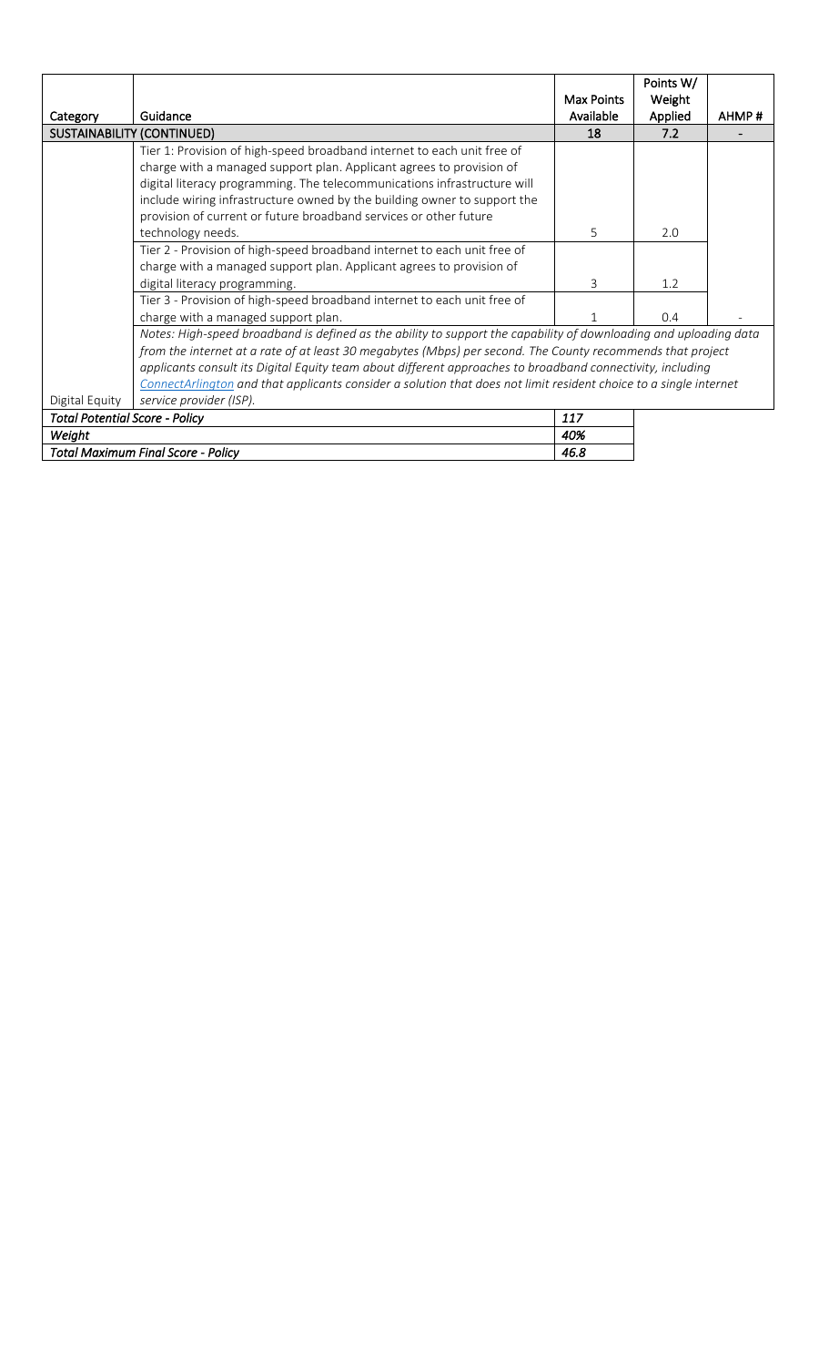| Category | Guidance | Max Points Available | Points W/ Weight Applied | AHMP # |
| --- | --- | --- | --- | --- |
| **SUSTAINABILITY (CONTINUED)** | | **18** | **7.2** | **-** |
| | Tier 1: Provision of high-speed broadband internet to each unit free of charge with a managed support plan. Applicant agrees to provision of digital literacy programming. The telecommunications infrastructure will include wiring infrastructure owned by the building owner to support the provision of current or future broadband services or other future technology needs. | 5 | 2.0 | |
| | Tier 2 - Provision of high-speed broadband internet to each unit free of charge with a managed support plan. Applicant agrees to provision of digital literacy programming. | 3 | 1.2 | |
| | Tier 3 - Provision of high-speed broadband internet to each unit free of charge with a managed support plan. | 1 | 0.4 | - |
| Digital Equity | *Notes: High-speed broadband is defined as the ability to support the capability of downloading and uploading data from the internet at a rate of at least 30 megabytes (Mbps) per second. The County recommends that project applicants consult its Digital Equity team about different approaches to broadband connectivity, including ConnectArlington and that applicants consider a solution that does not limit resident choice to a single internet service provider (ISP).* | | | |
| ***Total Potential Score - Policy*** | | ***117*** | | |
| ***Weight*** | | ***40%*** | | |
| ***Total Maximum Final Score - Policy*** | | ***46.8*** | | |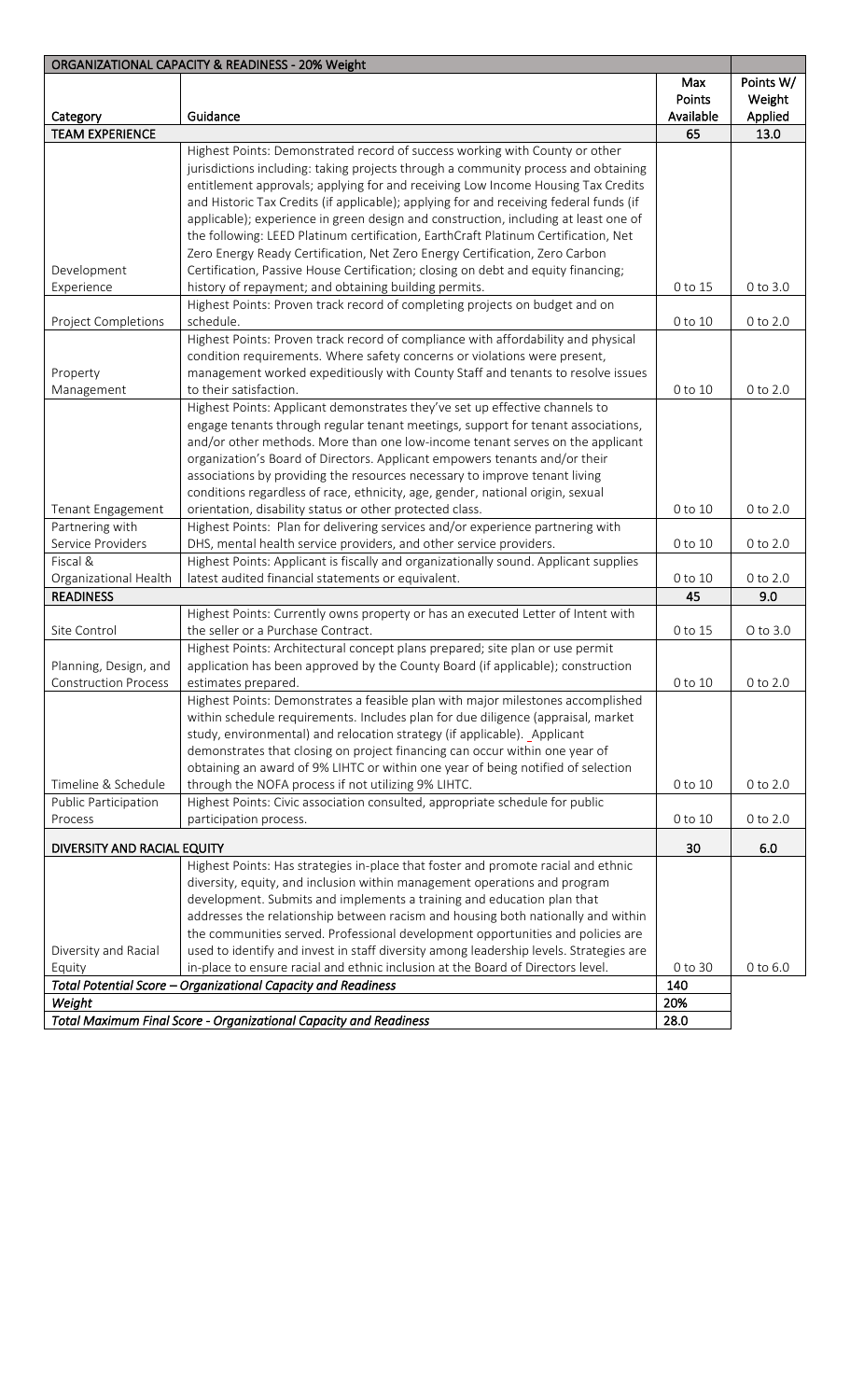| ORGANIZATIONAL CAPACITY & READINESS - 20% Weight | | | |
|---|---|---|---|
| **Category** | **Guidance** | **Max Points Available** | **Points W/ Weight Applied** |
| **TEAM EXPERIENCE** | | **65** | **13.0** |
| Development Experience | Highest Points: Demonstrated record of success working with County or other jurisdictions including: taking projects through a community process and obtaining entitlement approvals; applying for and receiving Low Income Housing Tax Credits and Historic Tax Credits (if applicable); applying for and receiving federal funds (if applicable); experience in green design and construction, including at least one of the following: LEED Platinum certification, EarthCraft Platinum Certification, Net Zero Energy Ready Certification, Net Zero Energy Certification, Zero Carbon Certification, Passive House Certification; closing on debt and equity financing; history of repayment; and obtaining building permits. | 0 to 15 | 0 to 3.0 |
| Project Completions | Highest Points: Proven track record of completing projects on budget and on schedule. | 0 to 10 | 0 to 2.0 |
| Property Management | Highest Points: Proven track record of compliance with affordability and physical condition requirements. Where safety concerns or violations were present, management worked expeditiously with County Staff and tenants to resolve issues to their satisfaction. | 0 to 10 | 0 to 2.0 |
| Tenant Engagement | Highest Points: Applicant demonstrates they've set up effective channels to engage tenants through regular tenant meetings, support for tenant associations, and/or other methods. More than one low-income tenant serves on the applicant organization's Board of Directors. Applicant empowers tenants and/or their associations by providing the resources necessary to improve tenant living conditions regardless of race, ethnicity, age, gender, national origin, sexual orientation, disability status or other protected class. | 0 to 10 | 0 to 2.0 |
| Partnering with Service Providers | Highest Points: Plan for delivering services and/or experience partnering with DHS, mental health service providers, and other service providers. | 0 to 10 | 0 to 2.0 |
| Fiscal & Organizational Health | Highest Points: Applicant is fiscally and organizationally sound. Applicant supplies latest audited financial statements or equivalent. | 0 to 10 | 0 to 2.0 |
| **READINESS** | | **45** | **9.0** |
| Site Control | Highest Points: Currently owns property or has an executed Letter of Intent with the seller or a Purchase Contract. | 0 to 15 | O to 3.0 |
| Planning, Design, and Construction Process | Highest Points: Architectural concept plans prepared; site plan or use permit application has been approved by the County Board (if applicable); construction estimates prepared. | 0 to 10 | 0 to 2.0 |
| Timeline & Schedule | Highest Points: Demonstrates a feasible plan with major milestones accomplished within schedule requirements. Includes plan for due diligence (appraisal, market study, environmental) and relocation strategy (if applicable). Applicant demonstrates that closing on project financing can occur within one year of obtaining an award of 9% LIHTC or within one year of being notified of selection through the NOFA process if not utilizing 9% LIHTC. | 0 to 10 | 0 to 2.0 |
| Public Participation Process | Highest Points: Civic association consulted, appropriate schedule for public participation process. | 0 to 10 | 0 to 2.0 |
| **DIVERSITY AND RACIAL EQUITY** | | **30** | **6.0** |
| Diversity and Racial Equity | Highest Points: Has strategies in-place that foster and promote racial and ethnic diversity, equity, and inclusion within management operations and program development. Submits and implements a training and education plan that addresses the relationship between racism and housing both nationally and within the communities served. Professional development opportunities and policies are used to identify and invest in staff diversity among leadership levels. Strategies are in-place to ensure racial and ethnic inclusion at the Board of Directors level. | 0 to 30 | 0 to 6.0 |
| ***Total Potential Score – Organizational Capacity and Readiness*** | | 140 | |
| ***Weight*** | | 20% | |
| ***Total Maximum Final Score - Organizational Capacity and Readiness*** | | 28.0 | |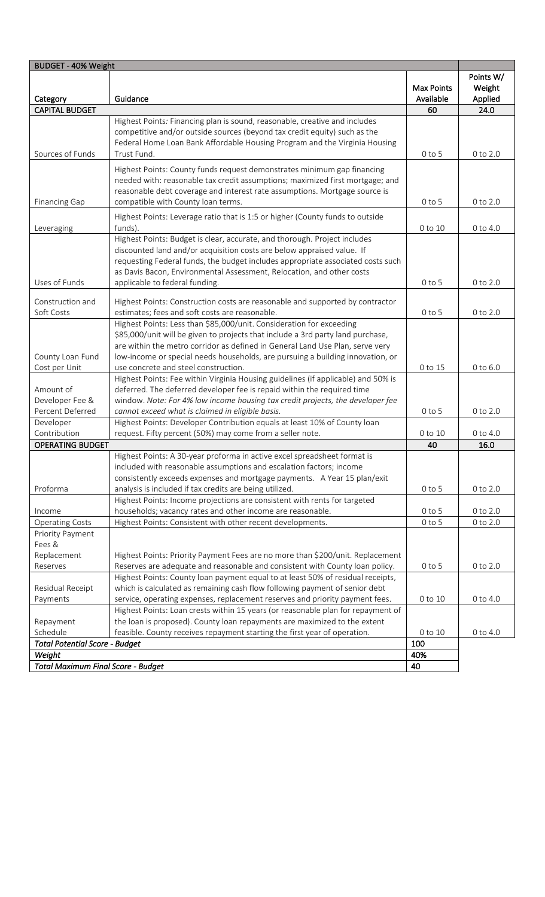| BUDGET - 40% Weight | | | |
|---|---|---|---|
| Category | Guidance | Max Points Available | Points W/ Weight Applied |
| CAPITAL BUDGET | | 60 | 24.0 |
| Sources of Funds | Highest Points: Financing plan is sound, reasonable, creative and includes competitive and/or outside sources (beyond tax credit equity) such as the Federal Home Loan Bank Affordable Housing Program and the Virginia Housing Trust Fund. | 0 to 5 | 0 to 2.0 |
| Financing Gap | Highest Points: County funds request demonstrates minimum gap financing needed with: reasonable tax credit assumptions; maximized first mortgage; and reasonable debt coverage and interest rate assumptions. Mortgage source is compatible with County loan terms. | 0 to 5 | 0 to 2.0 |
| Leveraging | Highest Points: Leverage ratio that is 1:5 or higher (County funds to outside funds). | 0 to 10 | 0 to 4.0 |
| Uses of Funds | Highest Points: Budget is clear, accurate, and thorough. Project includes discounted land and/or acquisition costs are below appraised value. If requesting Federal funds, the budget includes appropriate associated costs such as Davis Bacon, Environmental Assessment, Relocation, and other costs applicable to federal funding. | 0 to 5 | 0 to 2.0 |
| Construction and Soft Costs | Highest Points: Construction costs are reasonable and supported by contractor estimates; fees and soft costs are reasonable. | 0 to 5 | 0 to 2.0 |
| County Loan Fund Cost per Unit | Highest Points: Less than \$85,000/unit. Consideration for exceeding \$85,000/unit will be given to projects that include a 3rd party land purchase, are within the metro corridor as defined in General Land Use Plan, serve very low-income or special needs households, are pursuing a building innovation, or use concrete and steel construction. | 0 to 15 | 0 to 6.0 |
| Amount of Developer Fee & Percent Deferred | Highest Points: Fee within Virginia Housing guidelines (if applicable) and 50% is deferred. The deferred developer fee is repaid within the required time window. *Note: For 4% low income housing tax credit projects, the developer fee cannot exceed what is claimed in eligible basis.* | 0 to 5 | 0 to 2.0 |
| Developer Contribution | Highest Points: Developer Contribution equals at least 10% of County loan request. Fifty percent (50%) may come from a seller note. | 0 to 10 | 0 to 4.0 |
| OPERATING BUDGET | | 40 | 16.0 |
| Proforma | Highest Points: A 30-year proforma in active excel spreadsheet format is included with reasonable assumptions and escalation factors; income consistently exceeds expenses and mortgage payments. A Year 15 plan/exit analysis is included if tax credits are being utilized. | 0 to 5 | 0 to 2.0 |
| Income | Highest Points: Income projections are consistent with rents for targeted households; vacancy rates and other income are reasonable. | 0 to 5 | 0 to 2.0 |
| Operating Costs | Highest Points: Consistent with other recent developments. | 0 to 5 | 0 to 2.0 |
| Priority Payment Fees & Replacement Reserves | Highest Points: Priority Payment Fees are no more than \$200/unit. Replacement Reserves are adequate and reasonable and consistent with County loan policy. | 0 to 5 | 0 to 2.0 |
| Residual Receipt Payments | Highest Points: County loan payment equal to at least 50% of residual receipts, which is calculated as remaining cash flow following payment of senior debt service, operating expenses, replacement reserves and priority payment fees. | 0 to 10 | 0 to 4.0 |
| Repayment Schedule | Highest Points: Loan crests within 15 years (or reasonable plan for repayment of the loan is proposed). County loan repayments are maximized to the extent feasible. County receives repayment starting the first year of operation. | 0 to 10 | 0 to 4.0 |
| *Total Potential Score - Budget* | | 100 | |
| *Weight* | | 40% | |
| *Total Maximum Final Score - Budget* | | 40 | |